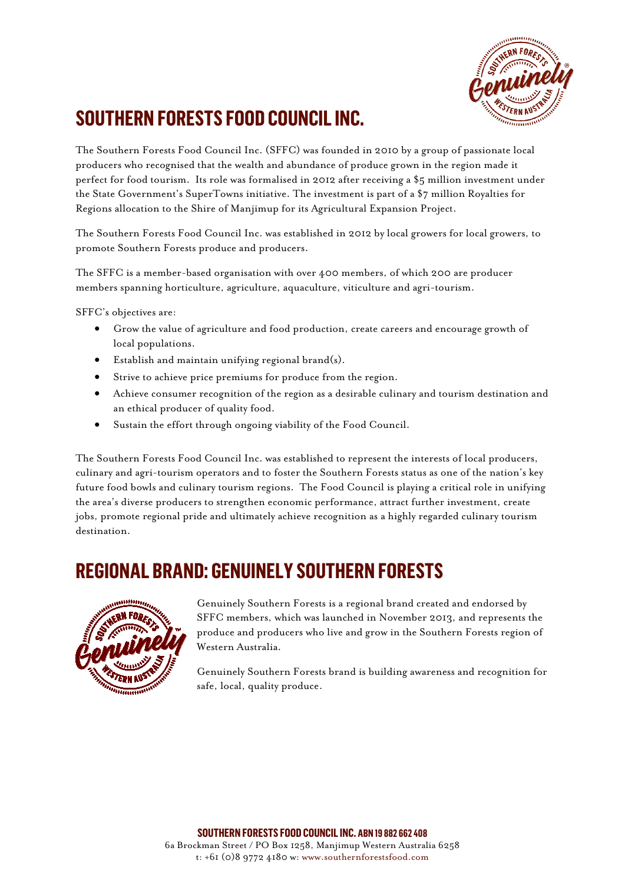# SOUTHERN FORESTS FOOD COUNCIL INC.

The Southern Forests Food Council Inc. (SFFC) was founded in 2010 by a group of passionate local producers who recognised that the wealth and abundance of produce grown in the region made it perfect for food tourism. Its role was formalised in 2012 after receiving a $5 million investment under the State Government's SuperTowns initiative. The investment is part of a $7 million Royalties for Regions allocation to the Shire of Manjimup for its Agricultural Expansion Project.

The Southern Forests Food Council Inc. was established in 2012 by local growers for local growers, to promote Southern Forests produce and producers.

The SFFC is a member-based organisation with over 400 members, of which 200 are producer members spanning horticulture, agriculture, aquaculture, viticulture and agri-tourism.

SFFC's objectives are:

- Grow the value of agriculture and food production, create careers and encourage growth of local populations.
- Establish and maintain unifying regional brand(s).
- Strive to achieve price premiums for produce from the region.
- Achieve consumer recognition of the region as a desirable culinary and tourism destination and an ethical producer of quality food.
- Sustain the effort through ongoing viability of the Food Council.

The Southern Forests Food Council Inc. was established to represent the interests of local producers, culinary and agri-tourism operators and to foster the Southern Forests status as one of the nation's key future food bowls and culinary tourism regions. The Food Council is playing a critical role in unifying the area's diverse producers to strengthen economic performance, attract further investment, create jobs, promote regional pride and ultimately achieve recognition as a highly regarded culinary tourism destination.

# REGIONAL BRAND: GENUINELY SOUTHERN FORESTS

Genuinely Southern Forests is a regional brand created and endorsed by SFFC members, which was launched in November 2013, and represents the produce and producers who live and grow in the Southern Forests region of Western Australia.

Genuinely Southern Forests brand is building awareness and recognition for safe, local, quality produce.

**SOUTHERN FORESTS FOOD COUNCIL INC. ABN 19 882 662 408**
6a Brockman Street / PO Box 1258, Manjimup Western Australia 6258
t: +61 (0)8 9772 4180 w: www.southernforestsfood.com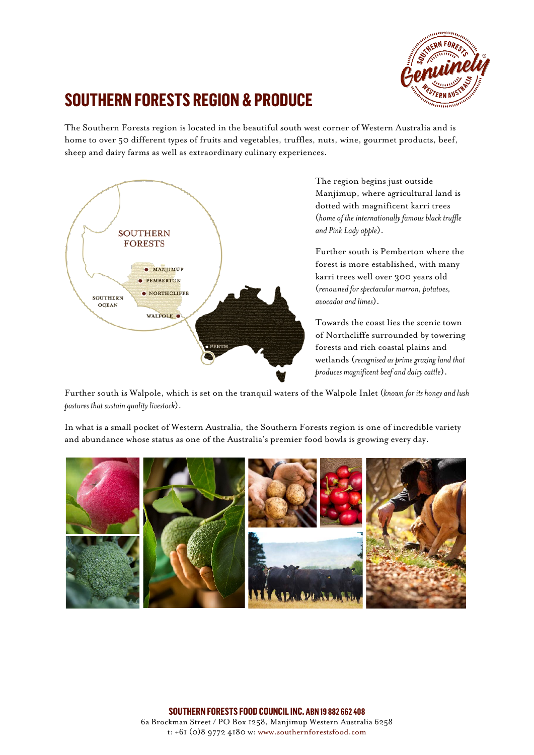# SOUTHERN FORESTS REGION & PRODUCE

The Southern Forests region is located in the beautiful south west corner of Western Australia and is home to over 50 different types of fruits and vegetables, truffles, nuts, wine, gourmet products, beef, sheep and dairy farms as well as extraordinary culinary experiences.

The region begins just outside Manjimup, where agricultural land is dotted with magnificent karri trees (*home of the internationally famous black truffle and Pink Lady apple*).

Further south is Pemberton where the forest is more established, with many karri trees well over 300 years old (*renowned for spectacular marron, potatoes, avocados and limes*).

Towards the coast lies the scenic town of Northcliffe surrounded by towering forests and rich coastal plains and wetlands (*recognised as prime grazing land that produces magnificent beef and dairy cattle*).

Further south is Walpole, which is set on the tranquil waters of the Walpole Inlet (*known for its honey and lush pastures that sustain quality livestock*).

In what is a small pocket of Western Australia, the Southern Forests region is one of incredible variety and abundance whose status as one of the Australia's premier food bowls is growing every day.

**SOUTHERN FORESTS FOOD COUNCIL INC. ABN 19 882 662 408**
6a Brockman Street / PO Box 1258, Manjimup Western Australia 6258
t: +61 (0)8 9772 4180 w: www.southernforestsfood.com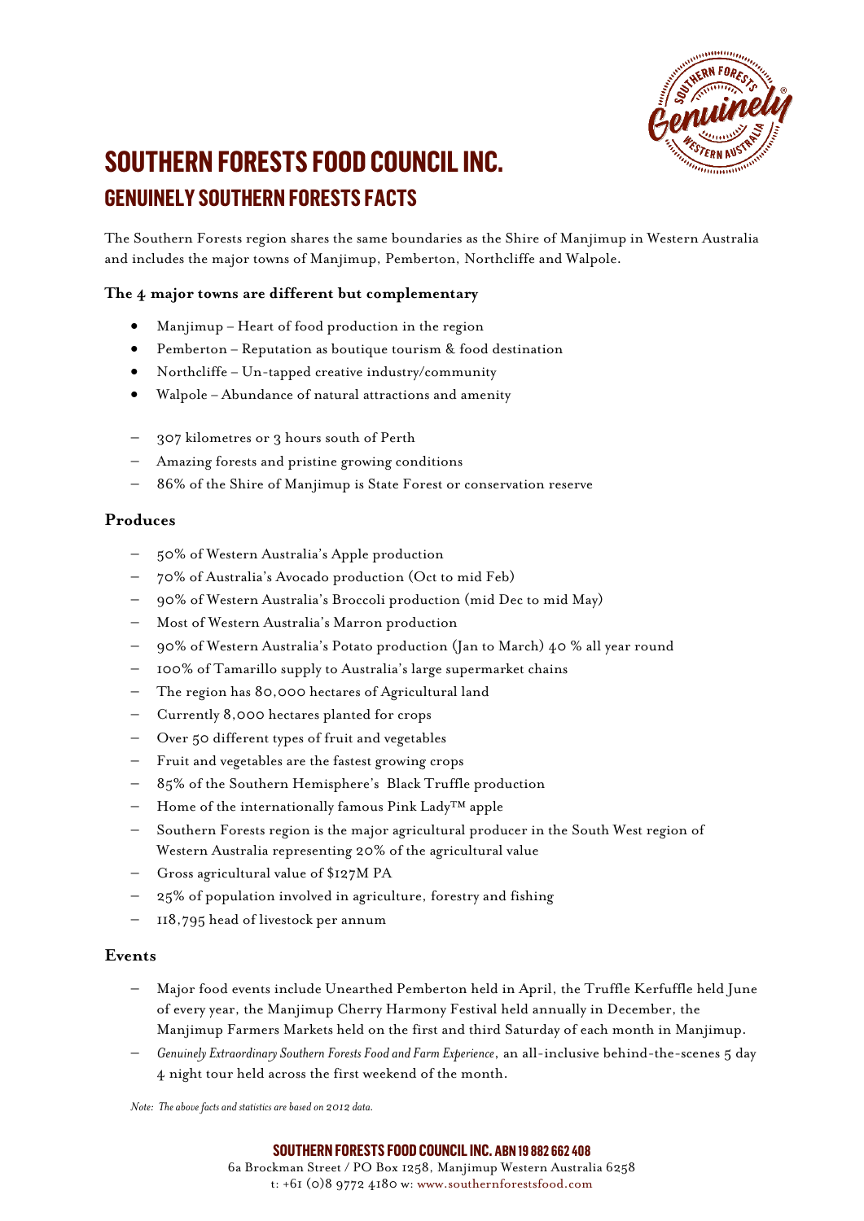# SOUTHERN FORESTS FOOD COUNCIL INC.

## GENUINELY SOUTHERN FORESTS FACTS

The Southern Forests region shares the same boundaries as the Shire of Manjimup in Western Australia and includes the major towns of Manjimup, Pemberton, Northcliffe and Walpole.

**The 4 major towns are different but complementary**

- Manjimup – Heart of food production in the region
- Pemberton – Reputation as boutique tourism & food destination
- Northcliffe – Un-tapped creative industry/community
- Walpole – Abundance of natural attractions and amenity

- 307 kilometres or 3 hours south of Perth
- Amazing forests and pristine growing conditions
- 86% of the Shire of Manjimup is State Forest or conservation reserve

### Produces

- 50% of Western Australia's Apple production
- 70% of Australia's Avocado production (Oct to mid Feb)
- 90% of Western Australia's Broccoli production (mid Dec to mid May)
- Most of Western Australia's Marron production
- 90% of Western Australia's Potato production (Jan to March) 40 % all year round
- 100% of Tamarillo supply to Australia's large supermarket chains
- The region has 80,000 hectares of Agricultural land
- Currently 8,000 hectares planted for crops
- Over 50 different types of fruit and vegetables
- Fruit and vegetables are the fastest growing crops
- 85% of the Southern Hemisphere's Black Truffle production
- Home of the internationally famous Pink Lady™ apple
- Southern Forests region is the major agricultural producer in the South West region of Western Australia representing 20% of the agricultural value
- Gross agricultural value of $127M PA
- 25% of population involved in agriculture, forestry and fishing
- 118,795 head of livestock per annum

### Events

- Major food events include Unearthed Pemberton held in April, the Truffle Kerfuffle held June of every year, the Manjimup Cherry Harmony Festival held annually in December, the Manjimup Farmers Markets held on the first and third Saturday of each month in Manjimup.
- *Genuinely Extraordinary Southern Forests Food and Farm Experience*, an all-inclusive behind-the-scenes 5 day 4 night tour held across the first weekend of the month.

*Note: The above facts and statistics are based on 2012 data.*

**SOUTHERN FORESTS FOOD COUNCIL INC. ABN 19 882 662 408**
6a Brockman Street / PO Box 1258, Manjimup Western Australia 6258
t: +61 (0)8 9772 4180 w: www.southernforestsfood.com